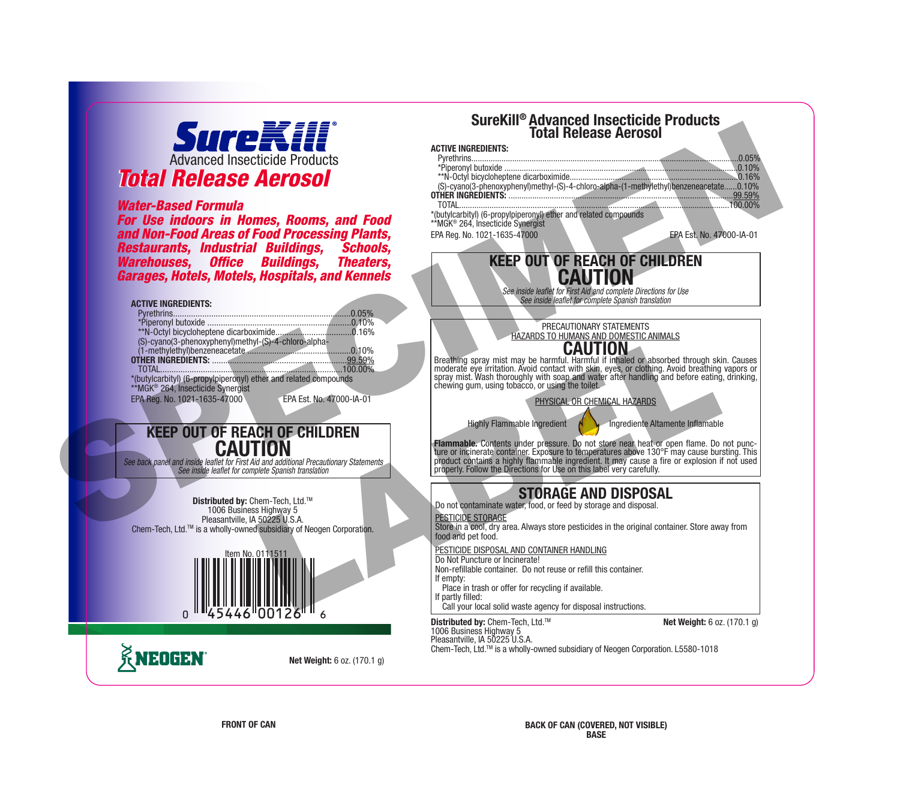# SureKill®

Advanced Insecticide Products

## Total Release Aerosol

***Water-Based Formula***

***For Use indoors in Homes, Rooms, and Food and Non-Food Areas of Food Processing Plants, Restaurants, Industrial Buildings, Schools, Warehouses, Office Buildings, Theaters, Garages, Hotels, Motels, Hospitals, and Kennels***

**ACTIVE INGREDIENTS:**

| | |
|---|---|
| Pyrethrins | 0.05% |
| *Piperonyl butoxide | 0.10% |
| **N-Octyl bicycloheptene dicarboximide | 0.16% |
| (S)-cyano(3-phenoxyphenyl)methyl-(S)-4-chloro-alpha-(1-methylethyl)benzeneacetate | 0.10% |
| **OTHER INGREDIENTS:** | 99.59% |
| TOTAL | 100.00% |

*(butylcarbityl) (6-propylpiperonyl) ether and related compounds
**MGK® 264, Insecticide Synergist

EPA Reg. No. 1021-1635-47000 EPA Est. No. 47000-IA-01

**KEEP OUT OF REACH OF CHILDREN**

**CAUTION**

*See back panel and inside leaflet for First Aid and additional Precautionary Statements*
*See inside leaflet for complete Spanish translation*

**Distributed by:** Chem-Tech, Ltd.™
1006 Business Highway 5
Pleasantville, IA 50225 U.S.A.
Chem-Tech, Ltd.™ is a wholly-owned subsidiary of Neogen Corporation.

Item No. 0111511

0 45446 00126 6

NEOGEN®

**Net Weight:** 6 oz. (170.1 g)

FRONT OF CAN

---

## SureKill® Advanced Insecticide Products Total Release Aerosol

**ACTIVE INGREDIENTS:**

| | |
|---|---|
| Pyrethrins | 0.05% |
| *Piperonyl butoxide | 0.10% |
| **N-Octyl bicycloheptene dicarboximide | 0.16% |
| (S)-cyano(3-phenoxyphenyl)methyl-(S)-4-chloro-alpha-(1-methylethyl)benzeneacetate | 0.10% |
| **OTHER INGREDIENTS:** | 99.59% |
| TOTAL | 100.00% |

*(butylcarbityl) (6-propylpiperonyl) ether and related compounds
**MGK® 264, Insecticide Synergist

EPA Reg. No. 1021-1635-47000 EPA Est. No. 47000-IA-01

**KEEP OUT OF REACH OF CHILDREN**

**CAUTION**

*See inside leaflet for First Aid and complete Directions for Use*
*See inside leaflet for complete Spanish translation*

PRECAUTIONARY STATEMENTS

HAZARDS TO HUMANS AND DOMESTIC ANIMALS

**CAUTION**

Breathing spray mist may be harmful. Harmful if inhaled or absorbed through skin. Causes moderate eye irritation. Avoid contact with skin, eyes, or clothing. Avoid breathing vapors or spray mist. Wash thoroughly with soap and water after handling and before eating, drinking, chewing gum, using tobacco, or using the toilet.

PHYSICAL OR CHEMICAL HAZARDS

Highly Flammable Ingredient Ingrediente Altamente Inflamable

**Flammable.** Contents under pressure. Do not store near heat or open flame. Do not puncture or incinerate container. Exposure to temperatures above 130°F may cause bursting. This product contains a highly flammable ingredient. It may cause a fire or explosion if not used properly. Follow the Directions for Use on this label very carefully.

### STORAGE AND DISPOSAL

Do not contaminate water, food, or feed by storage and disposal.

PESTICIDE STORAGE

Store in a cool, dry area. Always store pesticides in the original container. Store away from food and pet food.

PESTICIDE DISPOSAL AND CONTAINER HANDLING

Do Not Puncture or Incinerate!
Non-refillable container. Do not reuse or refill this container.
If empty:
 Place in trash or offer for recycling if available.
If partly filled:
 Call your local solid waste agency for disposal instructions.

**Distributed by:** Chem-Tech, Ltd.™
1006 Business Highway 5
Pleasantville, IA 50225 U.S.A.
Chem-Tech, Ltd.™ is a wholly-owned subsidiary of Neogen Corporation. L5580-1018

**Net Weight:** 6 oz. (170.1 g)

BACK OF CAN (COVERED, NOT VISIBLE)
BASE

SPECIMEN LABEL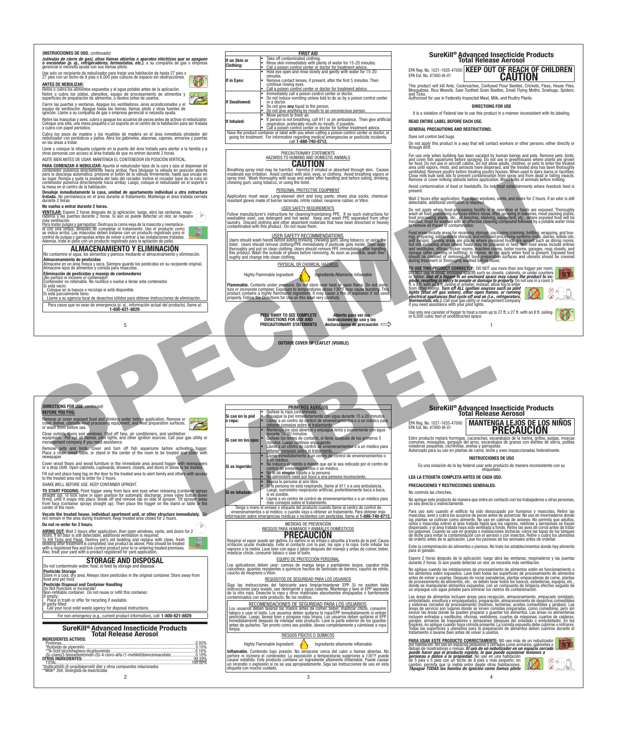**(INSTRUCCIONES DE USO,** *continuado)*

***(válvulas de cierre de gas), otras llamas abiertas o aparatos eléctricos que se apaguen o enciendan (p. ej., refrigeradores, termostatos, etc.).*** a su compañía de gas o empresa gerencial si necesita ayuda con sus llamas piloto.

Use solo un recipiente de nebulizador para tratar una habitación de hasta 27 pies x 27 pies con un techo de 8 pies o 6,000 pies cúbicos de espacio sin obstrucciones.

**ANTES DE NEBULIZAR:**

Retire o cubra los alimentos expuestos y el agua potable antes de la aplicación. Retire o cubra los platos, utensilios, equipo de procesamiento de alimentos y superficies de preparación de alimentos, o lávelos antes de usarlos.

Cierre las puertas y ventanas. Apague los ventiladores, aires acondicionados y el equipo de ventilación. Apague todas las llamas, llamas piloto y otras fuentes de ignición. Llame a su compañía de gas o empresa gerencial si necesita ayuda.

Retire las mascotas y aves, cubra y apague los acuarios de peces antes de activar el nebulizador. Coloque una silla, una mesa pequeña o un soporte en el centro de la habitación para ser tratada y cubra con papel periódico.

Cubra los pisos de madera y los muebles de madera en el área inmediata alrededor del nebulizador con periódicos o paños. Abra los gabinetes, alacenas, cajones, armarios y puertas en las áreas a tratar.

Llene y coloque la etiqueta colgante en la puerta del área tratada para alertar a la familia y a otras personas con acceso al área tratada de que no entren durante 2 horas.

AGITE BIEN ANTES DE USAR. MANTENGA EL CONTENEDOR EN POSICIÓN VERTICAL.

**PARA COMENZAR A NEBULIZAR:** Apunte el nebulizador lejos de la cara y ojos al dispensar (el contenedor pulveriza directamente hacia arriba). Para bloquear la válvula en posición abierta para la descarga automática, presione el botón de la válvula firmemente, hasta que encaje en su lugar. Rompa y quite la pestaña del lado del rociador. Incline el rociador lejos de la cara (el contenedor pulveriza directamente hacia arriba). Luego, coloque el nebulizador en el soporte o la mesa en el centro de la habitación.

**Desaloje inmediatamente la casa, unidad de apartamento individual u otra estructura tratada.** No permanezca en el área durante el tratamiento. Mantenga el área tratada cerrada durante 2 horas.

**No vuelva a entrar durante 2 horas.**

**VENTILAR:** Espere 2 horas después de la aplicación; luego, abra las ventanas, respiraderos y las puertas durante 2 horas. Si aún se puede detectar un olor, se requiere más ventilación.

Para matar pulgas y garrapatas: Destruya la cama vieja de la mascota y reemplácela con una limpia, después de completar el tratamiento. Use el producto como se indica arriba. Las mascotas deben tratarse con un producto registrado para el control de pulgas y garrapatas antes de volver a entrar a las instalaciones tratadas. Además, trate el patio con un producto registrado para la aplicación de patio.

## ALMACENAMIENTO Y ELIMINACIÓN

No contamine el agua, los alimentos y piensos mediante el almacenamiento y eliminación.

**Almacenamiento de pesticidas**
Almacene en un área fresca y seca. Siempre guarde los pesticidas en su recipiente original. Almacene lejos de alimentos y comida para mascotas.

**Eliminación de pesticidas y manejo de contenedores**
¡No perfore ni incinere el contenedor!
Contenedor no rellenable. No reutilice o vuelva a llenar este contenedor.
Si está vacío:
Coloque en la basura o reciclaje si está disponible.
Si está parcialmente lleno:
Llame a su agencia local de desechos sólidos para obtener instrucciones de eliminación.

Para casos que no sean de emergencia (p. ej., información actual del producto), llame al: **1-800-621-8829**.

| FIRST AID | |
|---|---|
| **If on Skin or Clothing:** | • Take off contaminated clothing.<br>• Rinse skin immediately with plenty of water for 15-20 minutes.<br>• Call a poison control center or doctor for treatment advice. |
| **If in Eyes:** | • Hold eye open and rinse slowly and gently with water for 15-20 minutes.<br>• Remove contact lenses, if present, after the first 5 minutes. Then continue rinsing eyes.<br>• Call a poison control center or doctor for treatment advice. |
| **If Swallowed:** | • Immediately call a poison control center or doctor.<br>• Do not induce vomiting unless told to do so by a poison control center or a doctor.<br>• Do not give **any** liquid to the person.<br>• Do not give anything by mouth to an unconscious person. |
| **If Inhaled:** | • Move person to fresh air.<br>• If person is not breathing, call 911 or an ambulance. Then give artificial respiration, preferably mouth-to-mouth, if possible.<br>• Call a poison control center or doctor for further treatment advice. |

Have the product container or label with you when calling a poison control center or doctor, or going for treatment. For information regarding medical emergencies or pesticide incidents, call **1-888-740-8712.**

PRECAUTIONARY STATEMENTS
HAZARDS TO HUMANS AND DOMESTIC ANIMALS

## CAUTION

Breathing spray mist may be harmful. Harmful if inhaled or absorbed through skin. Causes moderate eye irritation. Avoid contact with skin, eyes, or clothing. Avoid breathing vapors or spray mist. Wash thoroughly with soap and water after handling and before eating, drinking, chewing gum, using tobacco, or using the toilet.

PERSONAL PROTECTIVE EQUIPMENT

Applicators must wear: Long-sleeved shirt and long pants, shoes plus socks, chemical-resistant gloves made of barrier laminate, nitrile rubber, neoprene rubber, or Viton.

USER SAFETY REQUIREMENTS

Follow manufacturer's instructions for cleaning/maintaining PPE. If no such instructions for washables exist, use detergent and hot water. Keep and wash PPE separated from other laundry. Discard clothing and other absorbent materials that have been drenched or heavily contaminated with this product. Do not reuse them.

USER SAFETY RECOMMENDATIONS

Users should wash hands before eating drinking, chewing gum, using tobacco, or using the toilet. Users should remove clothing/PPE immediately if pesticide gets inside. Then wash thoroughly and put on clean clothing. Users should remove PPE immediately after handling this product. Wash the outside of gloves before removing. As soon as possible, wash thoroughly and change into clean clothing.

PHYSICAL OR CHEMICAL HAZARDS

Highly Flammable Ingredient — Ingrediente Altamente Inflamable

**Flammable.** Contents under pressure. Do not store near heat or open flame. Do not puncture or incinerate container. Exposure to temperatures above 130°F may cause bursting. This product contains a highly flammable ingredient. It may cause a fire or explosion if not used properly. Follow the Directions for Use on this label very carefully.

**PEEL AWAY TO SEE COMPLETE DIRECTIONS FOR USE AND PRECAUTIONARY STATEMENTS**

**Abierto para ver las instrucciones de uso y las declaraciones de precaución**

**OUTSIDE COVER OF LEAFLET (VISIBLE)**

# SureKill® Advanced Insecticide Products Total Release Aerosol

EPA Reg. No. 1021-1635-47000
EPA Est. No. 47000-IA-01

## KEEP OUT OF REACH OF CHILDREN
## CAUTION

This product will kill Ants, Cockroaches, Confused Flour Beetles, Crickets, Fleas, House Flies, Mosquitoes, Rice Weevils, Saw-Toothed Grain Beetles, Small Flying Moths, Sowbugs, Spiders, and Ticks.
Authorized for use in Federally Inspected Meat, Milk, and Poultry Plants.

**DIRECTIONS FOR USE**

It is a violation of Federal law to use this product in a manner inconsistent with its labeling.

**READ ENTIRE LABEL BEFORE EACH USE.**

**GENERAL PRECAUTIONS AND RESTRICTIONS:**

Does not control bed bugs.

Do not apply this product in a way that will contact workers or other persons, either directly or through drift.

For use only when building has been vacated by human beings and pets. Remove pets, birds, and cover fish aquariums before spraying. Do not use in greenhouses where plants are grown for food. Do not use in aircraft cabins. Do not allow adults, children, or pets to enter the treated area until vapors, mists, and aerosols have dispersed, and the treated area has been thoroughly ventilated. Remove poultry before treating poultry houses. When used in dairy barns or facilities: Close milk bulk tank lids to prevent contamination from spray and from dead or falling insects. Remove or cover milking utensils before application. Wash teats of animals before milking.

Avoid contamination of food or feedstuffs. Do not treat establishments where livestock feed is present.

Wait 2 hours after application, then open windows, vents, and doors for 2 hours. If an odor is still detectable, additional ventilation is required.

Do not apply when food-processing facility is in operation or foods are exposed. Thoroughly wash all food processing surfaces before reuse. After spraying in bakeries, meat packing plants, food processing plants, etc., all benches, shelving, equipment, etc., where exposed food will be handled, must be washed with an effective cleaning compound followed by a potable water rinse to remove all traces of contamination.

Food areas include areas for receiving, storage, packaging (canning, bottling, wrapping, and boxing), preparing, edible waste storage, and enclosed processing systems (mills, dairies, edible oils, and syrups). Serving areas are places where prepared foods are served such as dining rooms, but not excluding areas where foods may be prepared or held. Non-food areas include entries and vestibules, offices, locker rooms, machine rooms, boiler rooms, garages, mop closets, and storage (after canning or bottling). In homes, do not apply when food is present. Exposed food should be covered or removed. All food preparation surfaces and utensils should be covered during treatment or thoroughly washed before reuse.

**TO USE THIS PRODUCT CORRECTLY:** DO NOT use more than one fogger per room. DO NOT use in small, enclosed spaces such as closets, cabinets, or under counters or tables. ***Use of a fogger in an enclosed space may cause the product to explode, resulting in injury to people or damage to property.*** Do not use in a room 5 ft. x 5 ft. with an 8 ft. ceiling or smaller; instead, allow fog to enter from other rooms. ***Turn off ALL ignition sources such as pilot lights (shut off gas valves), other open flames, or running electrical appliances that cycle off and on (i.e., refrigerators, thermostats, etc.).*** Call your gas utility or management company if you need assistance with your pilot lights.

Use only one canister of fogger to treat a room up to 27 ft. x 27 ft. with an 8 ft. ceiling or 6,000 cubic feet of unobstructed space.

**(DIRECTIONS FOR USE,** *continued)*

**BEFORE YOU FOG:**

Remove or cover exposed food and drinking water before application. Remove or cover dishes, utensils, food processing equipment, and food preparation surfaces, or wash them before use.

Close outside doors and windows. Shut off fans, air conditioners, and ventilation equipment. Put out all flames, pilot lights, and other ignition sources. Call your gas utility or management company if you need assistance.

Remove pets and birds, cover and turn off fish aquariums before activating fogger. Place a chair, small table, or stand in the center of the room to be treated and cover with newspaper.

Cover wood floors and wood furniture in the immediate area around fogger with newspapers or a drop cloth. Open cabinets, cupboards, drawers, closets, and doors in areas to be treated.

Fill out and place hang tag on the door to the treated area to alert family and others with access to the treated area not to enter for 2 hours.

SHAKE WELL BEFORE USE. KEEP CONTAINER UPRIGHT.

**TO START FOGGING:** Point fogger away from face and eyes when releasing (container sprays straight up). To lock valve in open position for automatic discharge, press valve button down firmly, until it snaps into place. Break off and remove tab on side of sprayer. Tilt sprayer away from face (container sprays straight up). Then place the fogger on the stand or table in the center of the room.

**Vacate the treated house, individual apartment unit, or other structure immediately.** Do not remain in the area during treatment. Keep treated area closed for 2 hours.

**Do not re-enter for 2 hours.**

**AIRING OUT:** Wait 2 hours after application, then open windows, vents, and doors for 2 hours. If an odor is still detectable, additional ventilation is required

To Kill Ticks and Fleas: Destroy pet's old bedding and replace with clean, fresh bedding after treatment is completed. Use product as above. Pets should be treated with a registered flea and tick control product prior to re-entering treated premises. Also, treat your yard with a product registered for yard application.

## STORAGE AND DISPOSAL

Do not contaminate water, food, or feed by storage and disposal.

**Pesticide Storage**
Store in a cool, dry area. Always store pesticides in the original container. Store away from food and pet food.

**Pesticide Disposal and Container Handling**
Do Not Puncture or Incinerate!
Non-refillable container. Do not reuse or refill this container.
If empty:
Place in trash or offer for recycling if available.
If partly filled:
Call your local solid waste agency for disposal instructions.

For non-emergency (e.g., current product information), call: **1-800-621-8829**.

## SureKill® Advanced Insecticide Products Total Release Aerosol

**INGREDIENTES ACTIVOS:**

| | |
|---|---|
| Piretrinas | 0.05% |
| *Butóxido de piperonilo | 0.10% |
| **N-Octil biciclohepteno dicarboxamida | 0.16% |
| (S)-ciano(3-fenoxifenil)metil-(S)-4-cloro-alfa-(1-metiletil)bencenoacetato | 0.10% |
| **OTROS INGREDIENTES:** | 99.59% |
| TOTAL | 100.00% |

*(butilcarbitil) (6-propilpiperonil) éter y otros compuestos relacionados
**MGK® 264, Sinergista de insecticidas

| PRIMEROS AUXILIOS | |
|---|---|
| **Si cae en la piel o ropa:** | • Quítese la ropa contaminada.<br>• Enjuague la piel inmediatamente con agua durante 15 a 20 minutos.<br>• Llame a un centro de control de envenenamientos o a un médico para obtener consejos sobre el tratamiento. |
| **Si cae en los ojos:** | • Mantenga los ojos abiertos y enjuague lenta y suavemente con agua durante 15-20 minutos.<br>• Quítese los lentes de contacto, si tiene, después de los primeros 5 minutos. Luego continúe enjuagando.<br>• Llame a un centro de control de envenenamientos o a un médico para obtener consejos sobre el tratamiento. |
| **Si es ingerido:** | • Llame inmediatamente a un centro de control de envenenamientos o a un médico.<br>• No induzca el vómito a menos que así se le sea indicado por el centro de control de envenenamientos o un médico.<br>• No dé **ningún** líquido a la persona.<br>• No administre nada por boca a una persona inconsciente. |
| **Si es inhalado:** | • Mueva la persona al aire libre.<br>• Si la persona no está respirando, llame al 911 o a una ambulancia. Luego, suministre respiración artificial, preferiblemente boca a boca, si es posible.<br>• Llame a un centro de control de envenenamientos o a un médico para más consejos sobre el tratamiento. |

Tenga a mano el envase o etiqueta del producto cuando llame al centro de control de envenenamientos o al médico, o cuando vaya a obtener un tratamiento. Para obtener más información sobre emergencias médicas o incidentes con pesticidas, llame al **1-888-740-8712.**

MEDIDAS DE PREVENCIÓN
RIESGOS PARA HUMANOS Y ANIMALES DOMÉSTICOS

## PRECAUCIÓN

Respirar el vapor puede ser dañino. Es dañino si se inhala o absorbe a través de la piel. Causa irritación ocular moderada. Evite el contacto con la piel, los ojos y la ropa. Evite inhalar los vapores o la niebla. Lave bien con agua y jabón después del manejo y antes de comer, beber, masticar chicle, consumir tabaco o usar el baño.

EQUIPO DE PROTECCIÓN PERSONAL

Los aplicadores deben usar: camisa de manga larga y pantalones largos; zapatos más calcetines; guantes resistentes a químicos hechos de laminado de barrera, caucho de nitrilo, caucho de neopreno o Viton.

REQUISITOS DE SEGURIDAD PARA LOS USUARIOS

Siga las instrucciones del fabricante para limpiar/mantener EPP. Si no existen tales instrucciones para lavado, use detergente y agua caliente. Mantenga y lave el EPP separado de la otra ropa. Deseche la ropa y otros materiales absorbentes empapados o fuertemente contaminados con este producto. No los reutilice.

RECOMENDACIONES DE SEGURIDAD PARA LOS USUARIOS

Los usuarios deben lavarse las manos antes de comer, beber, masticar chicle, consumir tabaco o usar el baño. Los usuarios deben quitarse la ropa/EPP inmediatamente si entran pesticidas. Luego, lávese bien y póngase ropa limpia. Los usuarios deben quitarse el EPP inmediatamente después de manejar este producto. Lave la parte exterior de los guantes antes de quitarlos. Tan pronto como sea posible, lávese completamente y cámbiese a ropa limpia.

RIESGOS FÍSICOS O QUÍMICOS

Highly Flammable Ingredient — Ingrediente altamente inflamable

**Inflamable.** Contenido bajo presión. No almacene cerca del calor o llamas abiertas. No perfore ni incinere el contenedor. La exposición a temperaturas superiores a 130°F puede causar estallido. Este producto contiene un ingrediente altamente inflamable. Puede causar un incendio o explosión si no se usa apropiadamente. Siga las instrucciones de uso de esta etiqueta con mucho cuidado.

# SureKill® Advanced Insecticide Products Total Release Aerosol

EPA Reg. No. 1021-1635-47000
EPA Est. No. 47000-IA-01

## MANTENGA LEJOS DE LOS NIÑOS
## PRECAUCIÓN

Este producto matará hormigas, cucarachas, escarabajos de la harina, grillos, pulgas, moscas comunes, mosquitos, gorgojos del arroz, escarabajos de granos con dientes de sierra, polillas voladoras pequeñas, cochinillas, arañas y garrapatas.
Autorizado para su uso en plantas de carne, leche y aves inspeccionadas federalmente.

**INSTRUCCIONES DE USO**

Es una violación de la ley federal usar este producto de manera inconsistente con su etiquetado.

**LEA LA ETIQUETA COMPLETA ANTES DE CADA USO.**

**PRECAUCIONES Y RESTRICCIONES GENERALES:**

No controla las chinches.

No aplique este producto de manera que entre en contacto con los trabajadores u otras personas, ya sea directa o indirectamente.

Para uso solo cuando el edificio ha sido desocupado por humanos y mascotas. Retire las mascotas, aves y cubra los acuarios de peces antes de pulverizar. No use en invernaderos donde las plantas se cultivan como alimento. No use en cabinas de aviones. No permita que adultos, niños o mascotas entren al área tratada hasta que los vapores, neblinas y aerosoles se hayan dispersado, y el área tratada haya sido ventilada a fondo. Retire las aves de corral antes de tratar los galpones. Cuando se use en granjas o instalaciones lecheras: cierre las tapas de los tanques de leche para evitar la contaminación con el aerosol o con insectos. Retire o cubra los utensilios de ordeño antes de la aplicación. Lave los pezones de los animales antes de ordeñar.

Evite la contaminación de alimentos o piensos. No trate los establecimientos donde hay alimento para el ganado.

Espere 2 horas después de la aplicación; luego abra las ventanas, respiraderos y las puertas durante 2 horas. Si aún se puede detectar un olor, se necesita más ventilación.

No aplique cuando las instalaciones de procesamiento de alimentos estén en funcionamiento o los alimentos estén expuestos. Lave bien todas las superficies de procesamiento de alimentos antes de volver a usarlas. Después de rociar panaderías, plantas empacadoras de carne, plantas de procesamiento de alimentos, etc., se deben lavar todos los bancos, estanterías, equipos, etc., donde se manipularán alimentos expuestos, con un compuesto de limpieza efectivo seguido de un enjuague con agua potable para eliminar los rastros de contaminación.

Las áreas de alimentos incluyen áreas para recepción, almacenamiento, empacado (enlatado, embotellado, envoltura y empaquetado), preparación, almacenamiento de desechos comestibles y sistemas cerrados de procesamiento (molinos, lecherías, aceites comestibles y jarabes). Las áreas de servicio son lugares donde se sirven comidas preparadas, como comedores, pero sin excluir las áreas donde se pueden preparar o guardar los alimentos. Las áreas no alimentarias incluyen entradas y vestíbulos, oficinas, vestidores, cuartos de máquinas, cuartos de calderas, garajes, armarios de trapeadores y almacenes (después del enlatado o embotellado). En los hogares, no aplique cuando haya comida presente. La comida expuesta debe cubrirse o retirarse. Todas las superficies y utensilios para la preparación de alimentos deben cubrirse durante el tratamiento o lavarse bien antes de volver a usarlos.

**PARA USAR ESTE PRODUCTO CORRECTAMENTE:** NO use más de un nebulizador por habitación. NO use en espacios pequeños y cerrados como armarios, gabinetes o debajo de mostradores o mesas. ***El uso de un nebulizador en un espacio cerrado puede hacer que el producto explote, lo que puede ocasionar lesiones a personas o daños a la propiedad.*** No use en una habitación de 5 pies x 5 pies con un techo de 8 pies o más pequeño; en cambio, permita que la niebla entre desde otras habitaciones. ***TApague TODAS las fuentes de ignición como llamas piloto***

SPECIMEN LABEL